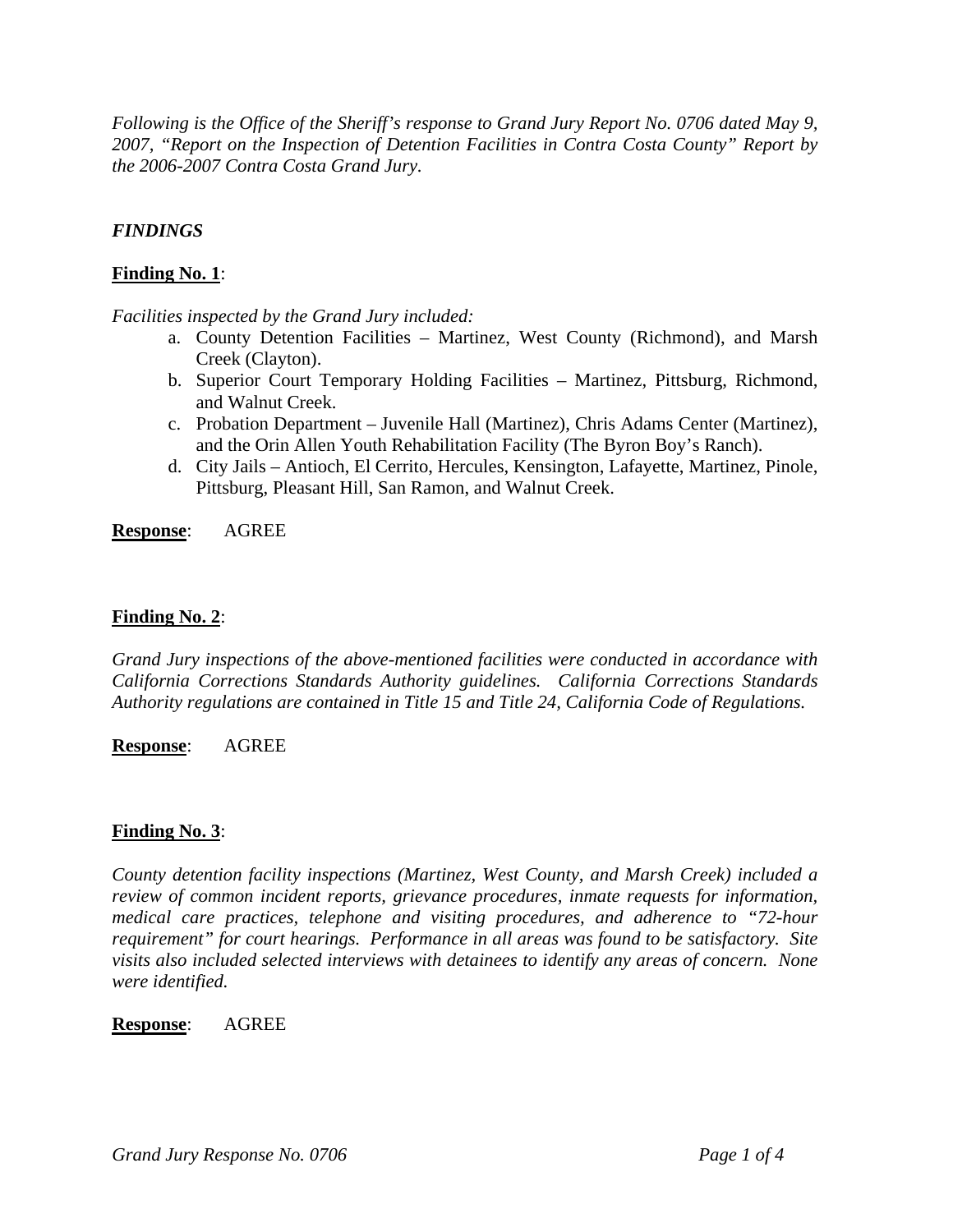*Following is the Office of the Sheriff's response to Grand Jury Report No. 0706 dated May 9, 2007, "Report on the Inspection of Detention Facilities in Contra Costa County" Report by the 2006-2007 Contra Costa Grand Jury.*

## *FINDINGS*

**Finding No. 1**:

*Facilities inspected by the Grand Jury included:*

a. County Detention Facilities – Martinez, West County (Richmond), and Marsh Creek (Clayton).
b. Superior Court Temporary Holding Facilities – Martinez, Pittsburg, Richmond, and Walnut Creek.
c. Probation Department – Juvenile Hall (Martinez), Chris Adams Center (Martinez), and the Orin Allen Youth Rehabilitation Facility (The Byron Boy's Ranch).
d. City Jails – Antioch, El Cerrito, Hercules, Kensington, Lafayette, Martinez, Pinole, Pittsburg, Pleasant Hill, San Ramon, and Walnut Creek.

**Response**: AGREE

**Finding No. 2**:

*Grand Jury inspections of the above-mentioned facilities were conducted in accordance with California Corrections Standards Authority guidelines. California Corrections Standards Authority regulations are contained in Title 15 and Title 24, California Code of Regulations.*

**Response**: AGREE

**Finding No. 3**:

*County detention facility inspections (Martinez, West County, and Marsh Creek) included a review of common incident reports, grievance procedures, inmate requests for information, medical care practices, telephone and visiting procedures, and adherence to "72-hour requirement" for court hearings. Performance in all areas was found to be satisfactory. Site visits also included selected interviews with detainees to identify any areas of concern. None were identified.*

**Response**: AGREE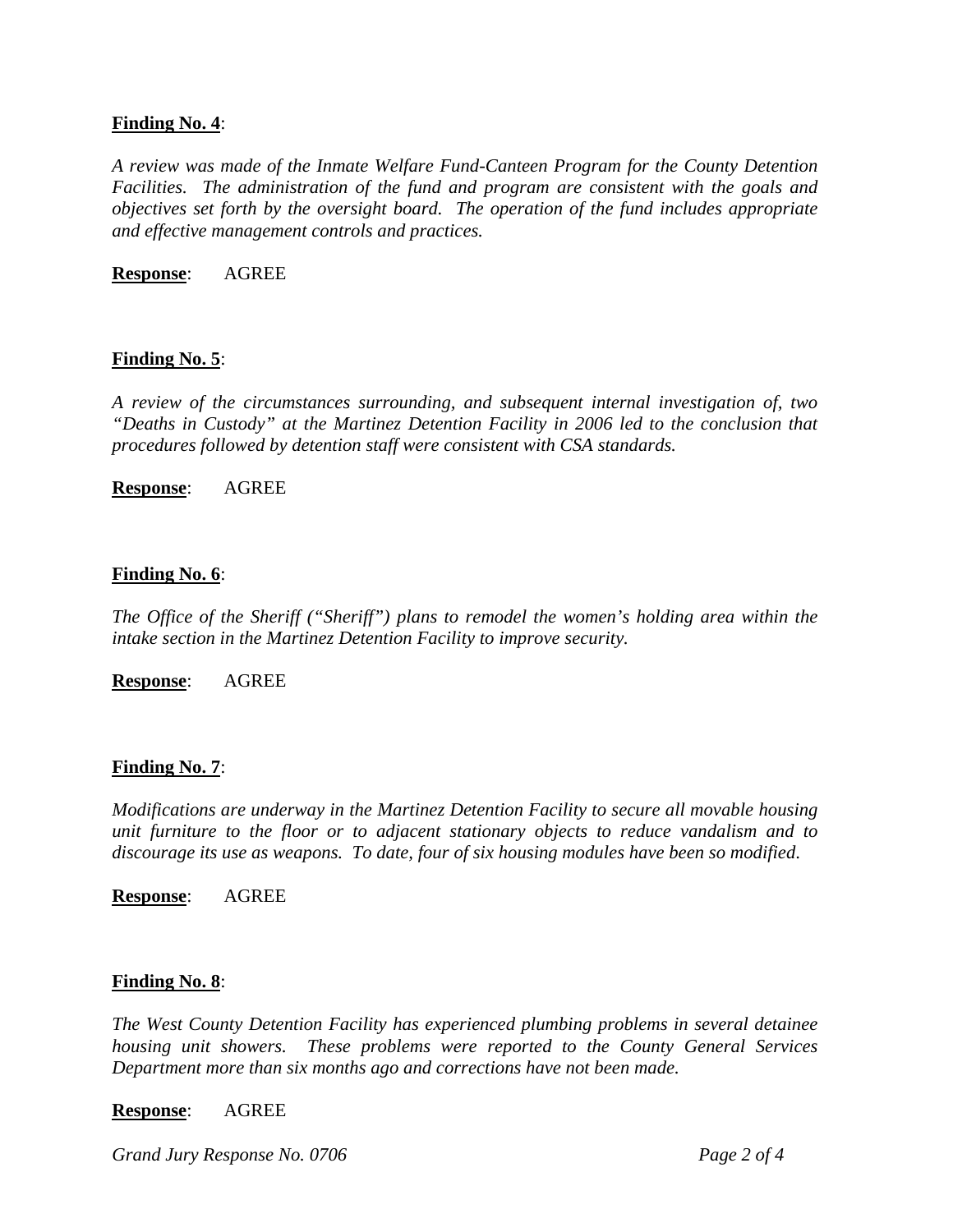**Finding No. 4**:

*A review was made of the Inmate Welfare Fund-Canteen Program for the County Detention Facilities. The administration of the fund and program are consistent with the goals and objectives set forth by the oversight board. The operation of the fund includes appropriate and effective management controls and practices.*

**Response**: AGREE

**Finding No. 5**:

*A review of the circumstances surrounding, and subsequent internal investigation of, two "Deaths in Custody" at the Martinez Detention Facility in 2006 led to the conclusion that procedures followed by detention staff were consistent with CSA standards.*

**Response**: AGREE

**Finding No. 6**:

*The Office of the Sheriff ("Sheriff") plans to remodel the women's holding area within the intake section in the Martinez Detention Facility to improve security.*

**Response**: AGREE

**Finding No. 7**:

*Modifications are underway in the Martinez Detention Facility to secure all movable housing unit furniture to the floor or to adjacent stationary objects to reduce vandalism and to discourage its use as weapons. To date, four of six housing modules have been so modified.*

**Response**: AGREE

**Finding No. 8**:

*The West County Detention Facility has experienced plumbing problems in several detainee housing unit showers. These problems were reported to the County General Services Department more than six months ago and corrections have not been made.*

**Response**: AGREE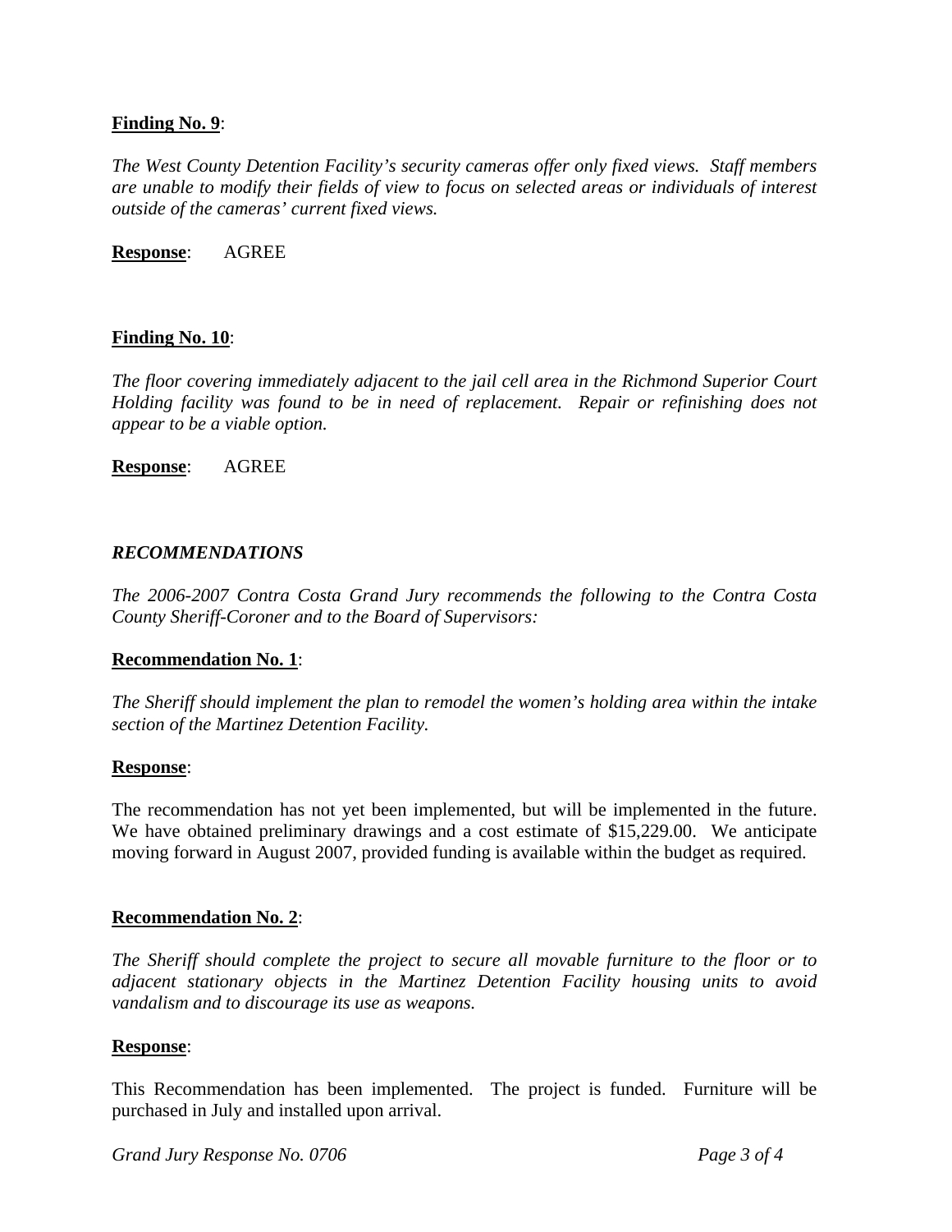**Finding No. 9**:

*The West County Detention Facility's security cameras offer only fixed views. Staff members are unable to modify their fields of view to focus on selected areas or individuals of interest outside of the cameras' current fixed views.*

**Response**: AGREE

**Finding No. 10**:

*The floor covering immediately adjacent to the jail cell area in the Richmond Superior Court Holding facility was found to be in need of replacement. Repair or refinishing does not appear to be a viable option.*

**Response**: AGREE

***RECOMMENDATIONS***

*The 2006-2007 Contra Costa Grand Jury recommends the following to the Contra Costa County Sheriff-Coroner and to the Board of Supervisors:*

**Recommendation No. 1**:

*The Sheriff should implement the plan to remodel the women's holding area within the intake section of the Martinez Detention Facility.*

**Response**:

The recommendation has not yet been implemented, but will be implemented in the future. We have obtained preliminary drawings and a cost estimate of $15,229.00. We anticipate moving forward in August 2007, provided funding is available within the budget as required.

**Recommendation No. 2**:

*The Sheriff should complete the project to secure all movable furniture to the floor or to adjacent stationary objects in the Martinez Detention Facility housing units to avoid vandalism and to discourage its use as weapons.*

**Response**:

This Recommendation has been implemented. The project is funded. Furniture will be purchased in July and installed upon arrival.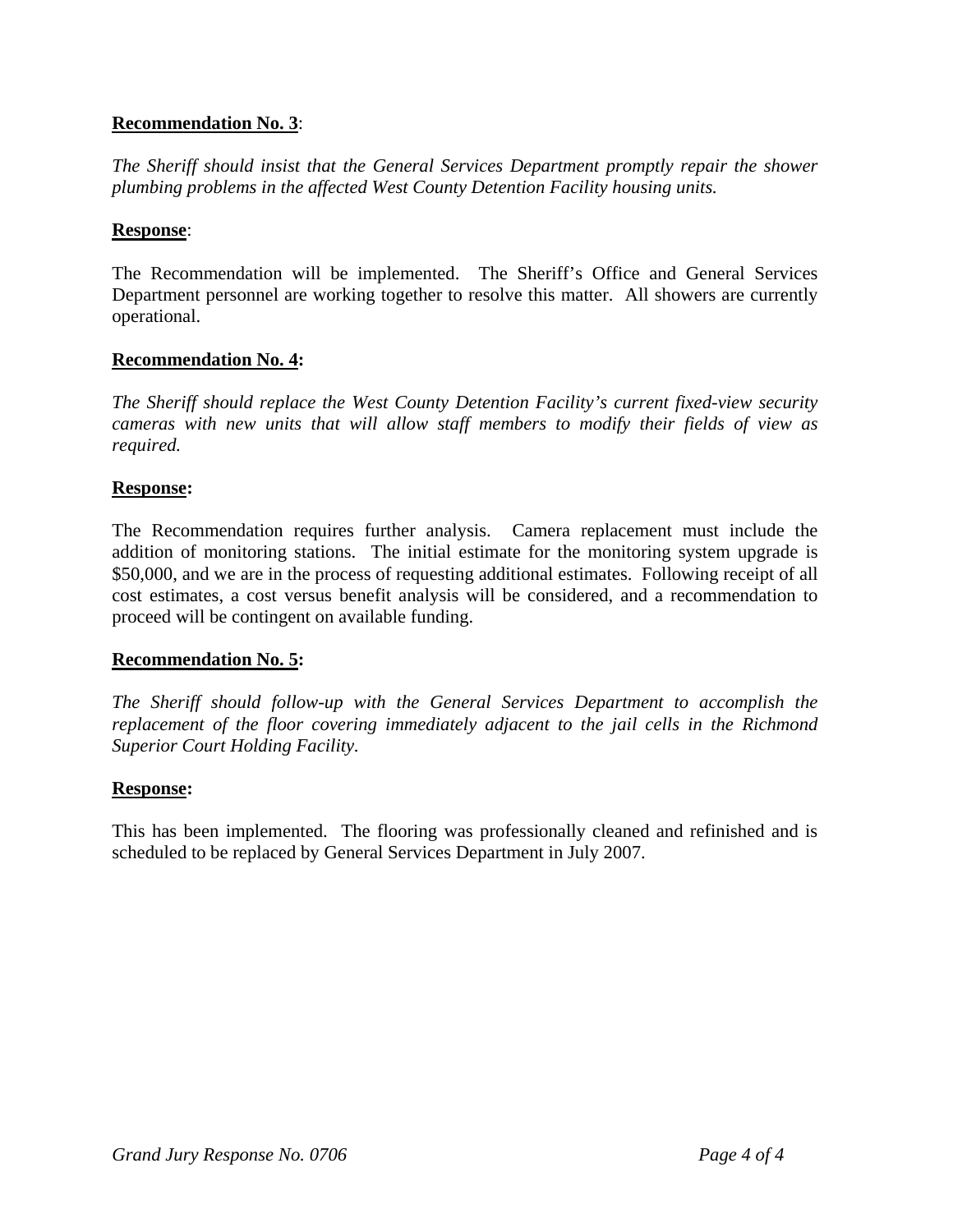**Recommendation No. 3**:

*The Sheriff should insist that the General Services Department promptly repair the shower plumbing problems in the affected West County Detention Facility housing units.*

**Response**:

The Recommendation will be implemented. The Sheriff's Office and General Services Department personnel are working together to resolve this matter. All showers are currently operational.

**Recommendation No. 4:**

*The Sheriff should replace the West County Detention Facility's current fixed-view security cameras with new units that will allow staff members to modify their fields of view as required.*

**Response:**

The Recommendation requires further analysis. Camera replacement must include the addition of monitoring stations. The initial estimate for the monitoring system upgrade is $50,000, and we are in the process of requesting additional estimates. Following receipt of all cost estimates, a cost versus benefit analysis will be considered, and a recommendation to proceed will be contingent on available funding.

**Recommendation No. 5:**

*The Sheriff should follow-up with the General Services Department to accomplish the replacement of the floor covering immediately adjacent to the jail cells in the Richmond Superior Court Holding Facility.*

**Response:**

This has been implemented. The flooring was professionally cleaned and refinished and is scheduled to be replaced by General Services Department in July 2007.